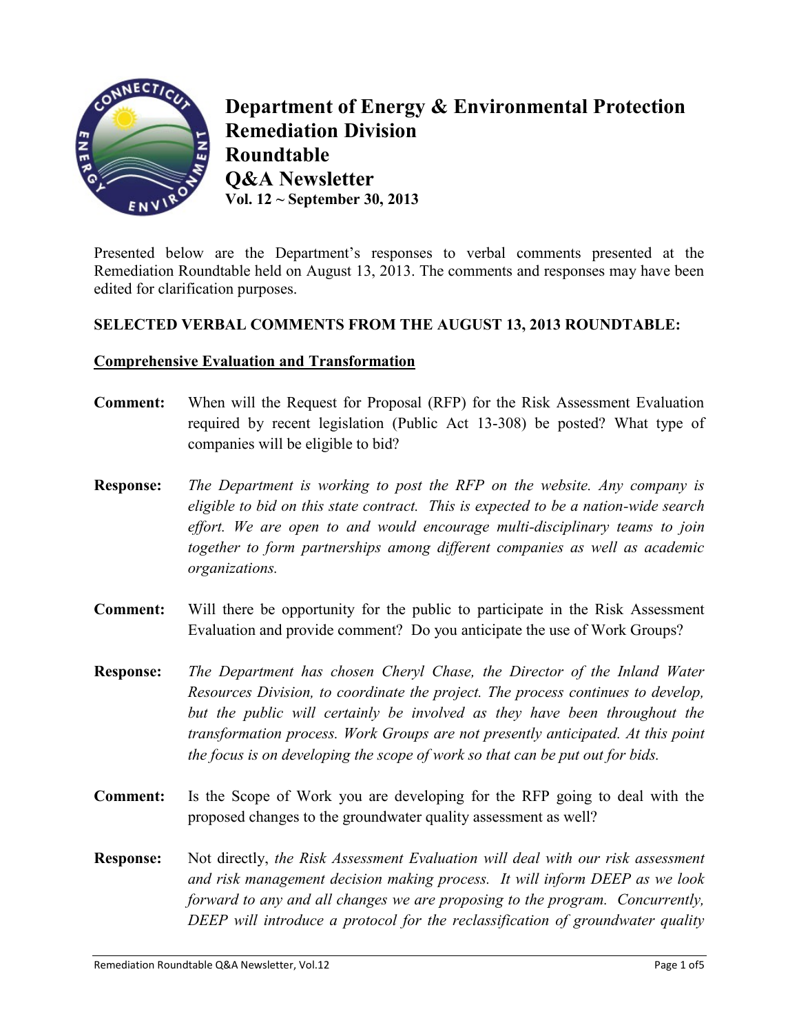# Department of Energy & Environmental Protection
# Remediation Division
# Roundtable
# Q&A Newsletter

**Vol. 12 ~ September 30, 2013**

Presented below are the Department's responses to verbal comments presented at the Remediation Roundtable held on August 13, 2013. The comments and responses may have been edited for clarification purposes.

**SELECTED VERBAL COMMENTS FROM THE AUGUST 13, 2013 ROUNDTABLE:**

**Comprehensive Evaluation and Transformation**

**Comment:** When will the Request for Proposal (RFP) for the Risk Assessment Evaluation required by recent legislation (Public Act 13-308) be posted? What type of companies will be eligible to bid?

**Response:** *The Department is working to post the RFP on the website. Any company is eligible to bid on this state contract. This is expected to be a nation-wide search effort. We are open to and would encourage multi-disciplinary teams to join together to form partnerships among different companies as well as academic organizations.*

**Comment:** Will there be opportunity for the public to participate in the Risk Assessment Evaluation and provide comment? Do you anticipate the use of Work Groups?

**Response:** *The Department has chosen Cheryl Chase, the Director of the Inland Water Resources Division, to coordinate the project. The process continues to develop, but the public will certainly be involved as they have been throughout the transformation process. Work Groups are not presently anticipated. At this point the focus is on developing the scope of work so that can be put out for bids.*

**Comment:** Is the Scope of Work you are developing for the RFP going to deal with the proposed changes to the groundwater quality assessment as well?

**Response:** Not directly, *the Risk Assessment Evaluation will deal with our risk assessment and risk management decision making process. It will inform DEEP as we look forward to any and all changes we are proposing to the program. Concurrently, DEEP will introduce a protocol for the reclassification of groundwater quality*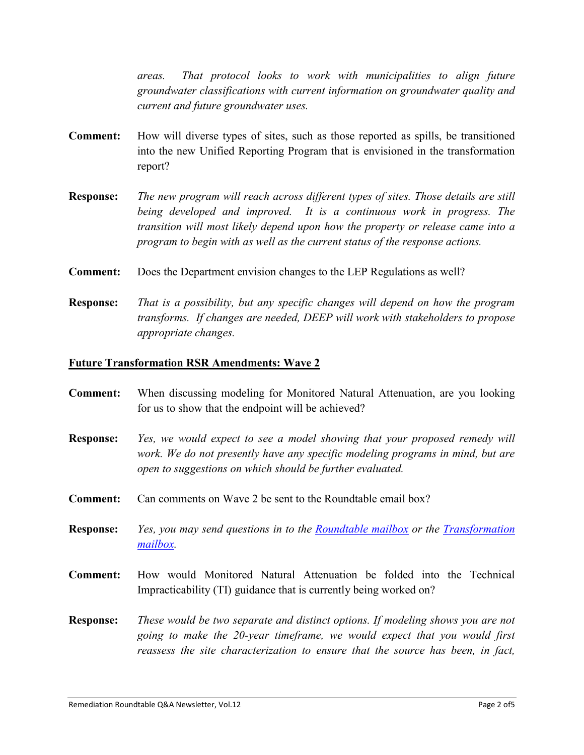*areas. That protocol looks to work with municipalities to align future groundwater classifications with current information on groundwater quality and current and future groundwater uses.*

**Comment:** How will diverse types of sites, such as those reported as spills, be transitioned into the new Unified Reporting Program that is envisioned in the transformation report?

**Response:** *The new program will reach across different types of sites. Those details are still being developed and improved. It is a continuous work in progress. The transition will most likely depend upon how the property or release came into a program to begin with as well as the current status of the response actions.*

**Comment:** Does the Department envision changes to the LEP Regulations as well?

**Response:** *That is a possibility, but any specific changes will depend on how the program transforms. If changes are needed, DEEP will work with stakeholders to propose appropriate changes.*

## Future Transformation RSR Amendments: Wave 2

**Comment:** When discussing modeling for Monitored Natural Attenuation, are you looking for us to show that the endpoint will be achieved?

**Response:** *Yes, we would expect to see a model showing that your proposed remedy will work. We do not presently have any specific modeling programs in mind, but are open to suggestions on which should be further evaluated.*

**Comment:** Can comments on Wave 2 be sent to the Roundtable email box?

**Response:** *Yes, you may send questions in to the [Roundtable mailbox] or the [Transformation mailbox].*

**Comment:** How would Monitored Natural Attenuation be folded into the Technical Impracticability (TI) guidance that is currently being worked on?

**Response:** *These would be two separate and distinct options. If modeling shows you are not going to make the 20-year timeframe, we would expect that you would first reassess the site characterization to ensure that the source has been, in fact,*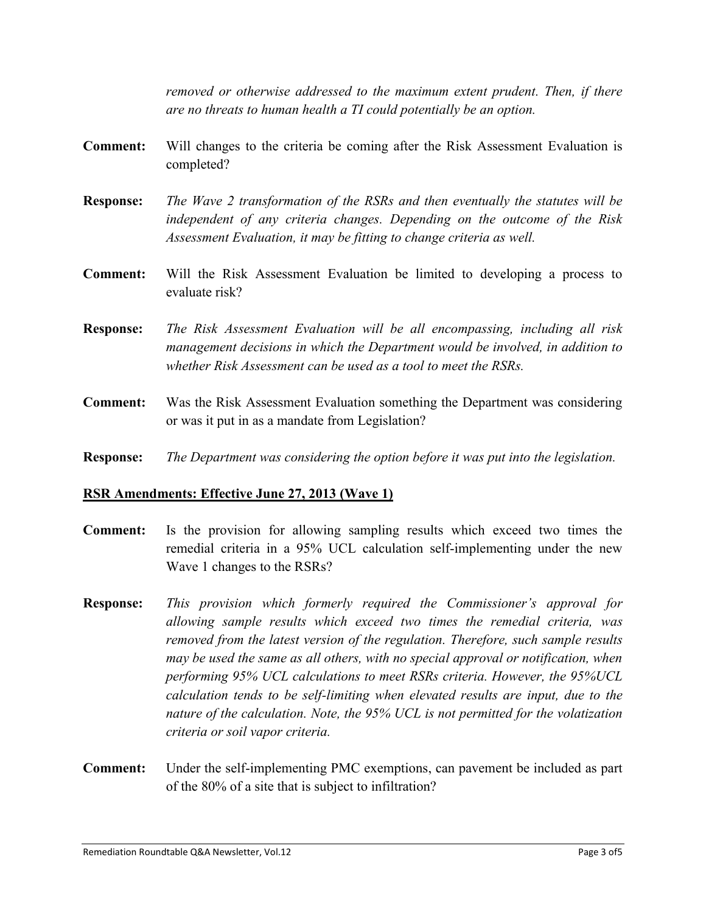*removed or otherwise addressed to the maximum extent prudent. Then, if there are no threats to human health a TI could potentially be an option.*

**Comment:** Will changes to the criteria be coming after the Risk Assessment Evaluation is completed?

**Response:** *The Wave 2 transformation of the RSRs and then eventually the statutes will be independent of any criteria changes. Depending on the outcome of the Risk Assessment Evaluation, it may be fitting to change criteria as well.*

**Comment:** Will the Risk Assessment Evaluation be limited to developing a process to evaluate risk?

**Response:** *The Risk Assessment Evaluation will be all encompassing, including all risk management decisions in which the Department would be involved, in addition to whether Risk Assessment can be used as a tool to meet the RSRs.*

**Comment:** Was the Risk Assessment Evaluation something the Department was considering or was it put in as a mandate from Legislation?

**Response:** *The Department was considering the option before it was put into the legislation.*

**RSR Amendments: Effective June 27, 2013 (Wave 1)**

**Comment:** Is the provision for allowing sampling results which exceed two times the remedial criteria in a 95% UCL calculation self-implementing under the new Wave 1 changes to the RSRs?

**Response:** *This provision which formerly required the Commissioner's approval for allowing sample results which exceed two times the remedial criteria, was removed from the latest version of the regulation. Therefore, such sample results may be used the same as all others, with no special approval or notification, when performing 95% UCL calculations to meet RSRs criteria. However, the 95%UCL calculation tends to be self-limiting when elevated results are input, due to the nature of the calculation. Note, the 95% UCL is not permitted for the volatization criteria or soil vapor criteria.*

**Comment:** Under the self-implementing PMC exemptions, can pavement be included as part of the 80% of a site that is subject to infiltration?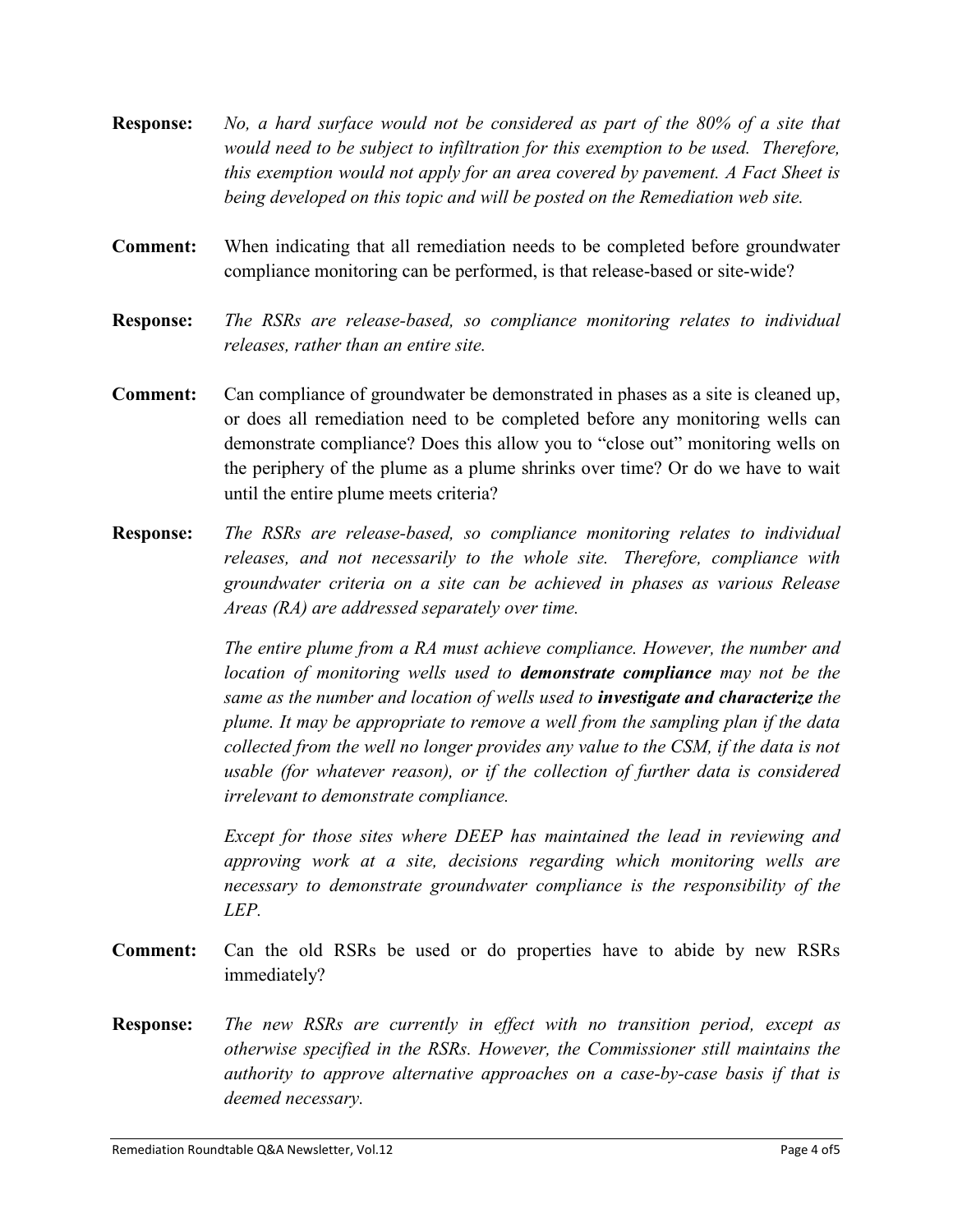**Response:** *No, a hard surface would not be considered as part of the 80% of a site that would need to be subject to infiltration for this exemption to be used. Therefore, this exemption would not apply for an area covered by pavement. A Fact Sheet is being developed on this topic and will be posted on the Remediation web site.*

**Comment:** When indicating that all remediation needs to be completed before groundwater compliance monitoring can be performed, is that release-based or site-wide?

**Response:** *The RSRs are release-based, so compliance monitoring relates to individual releases, rather than an entire site.*

**Comment:** Can compliance of groundwater be demonstrated in phases as a site is cleaned up, or does all remediation need to be completed before any monitoring wells can demonstrate compliance? Does this allow you to "close out" monitoring wells on the periphery of the plume as a plume shrinks over time? Or do we have to wait until the entire plume meets criteria?

**Response:** *The RSRs are release-based, so compliance monitoring relates to individual releases, and not necessarily to the whole site. Therefore, compliance with groundwater criteria on a site can be achieved in phases as various Release Areas (RA) are addressed separately over time.*

*The entire plume from a RA must achieve compliance. However, the number and location of monitoring wells used to* ***demonstrate compliance*** *may not be the same as the number and location of wells used to* ***investigate and characterize*** *the plume. It may be appropriate to remove a well from the sampling plan if the data collected from the well no longer provides any value to the CSM, if the data is not usable (for whatever reason), or if the collection of further data is considered irrelevant to demonstrate compliance.*

*Except for those sites where DEEP has maintained the lead in reviewing and approving work at a site, decisions regarding which monitoring wells are necessary to demonstrate groundwater compliance is the responsibility of the LEP.*

**Comment:** Can the old RSRs be used or do properties have to abide by new RSRs immediately?

**Response:** *The new RSRs are currently in effect with no transition period, except as otherwise specified in the RSRs. However, the Commissioner still maintains the authority to approve alternative approaches on a case-by-case basis if that is deemed necessary.*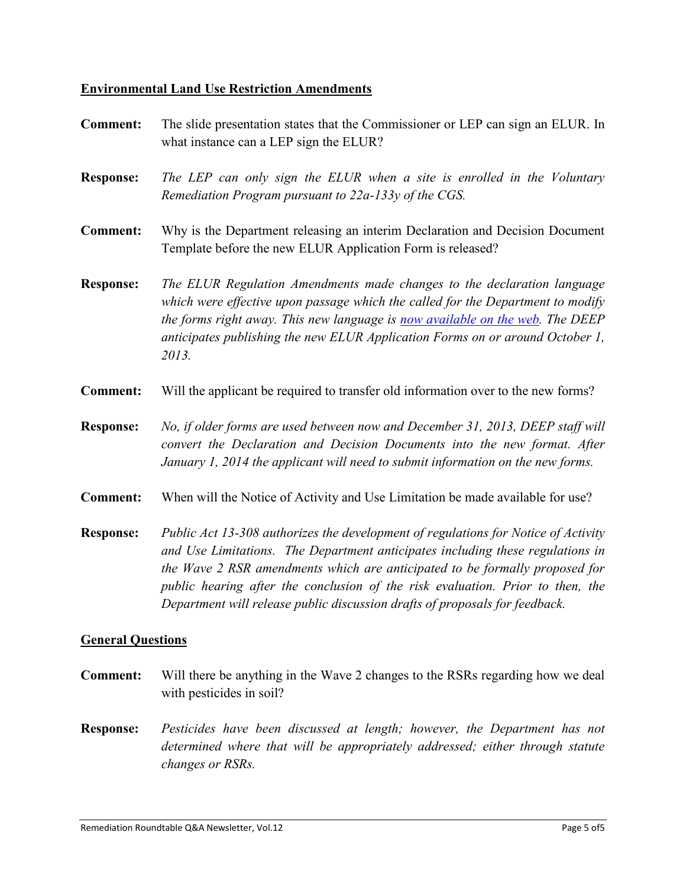**Environmental Land Use Restriction Amendments**

**Comment:** The slide presentation states that the Commissioner or LEP can sign an ELUR. In what instance can a LEP sign the ELUR?

**Response:** *The LEP can only sign the ELUR when a site is enrolled in the Voluntary Remediation Program pursuant to 22a-133y of the CGS.*

**Comment:** Why is the Department releasing an interim Declaration and Decision Document Template before the new ELUR Application Form is released?

**Response:** *The ELUR Regulation Amendments made changes to the declaration language which were effective upon passage which the called for the Department to modify the forms right away. This new language is now available on the web. The DEEP anticipates publishing the new ELUR Application Forms on or around October 1, 2013.*

**Comment:** Will the applicant be required to transfer old information over to the new forms?

**Response:** *No, if older forms are used between now and December 31, 2013, DEEP staff will convert the Declaration and Decision Documents into the new format. After January 1, 2014 the applicant will need to submit information on the new forms.*

**Comment:** When will the Notice of Activity and Use Limitation be made available for use?

**Response:** *Public Act 13-308 authorizes the development of regulations for Notice of Activity and Use Limitations. The Department anticipates including these regulations in the Wave 2 RSR amendments which are anticipated to be formally proposed for public hearing after the conclusion of the risk evaluation. Prior to then, the Department will release public discussion drafts of proposals for feedback.*

**General Questions**

**Comment:** Will there be anything in the Wave 2 changes to the RSRs regarding how we deal with pesticides in soil?

**Response:** *Pesticides have been discussed at length; however, the Department has not determined where that will be appropriately addressed; either through statute changes or RSRs.*